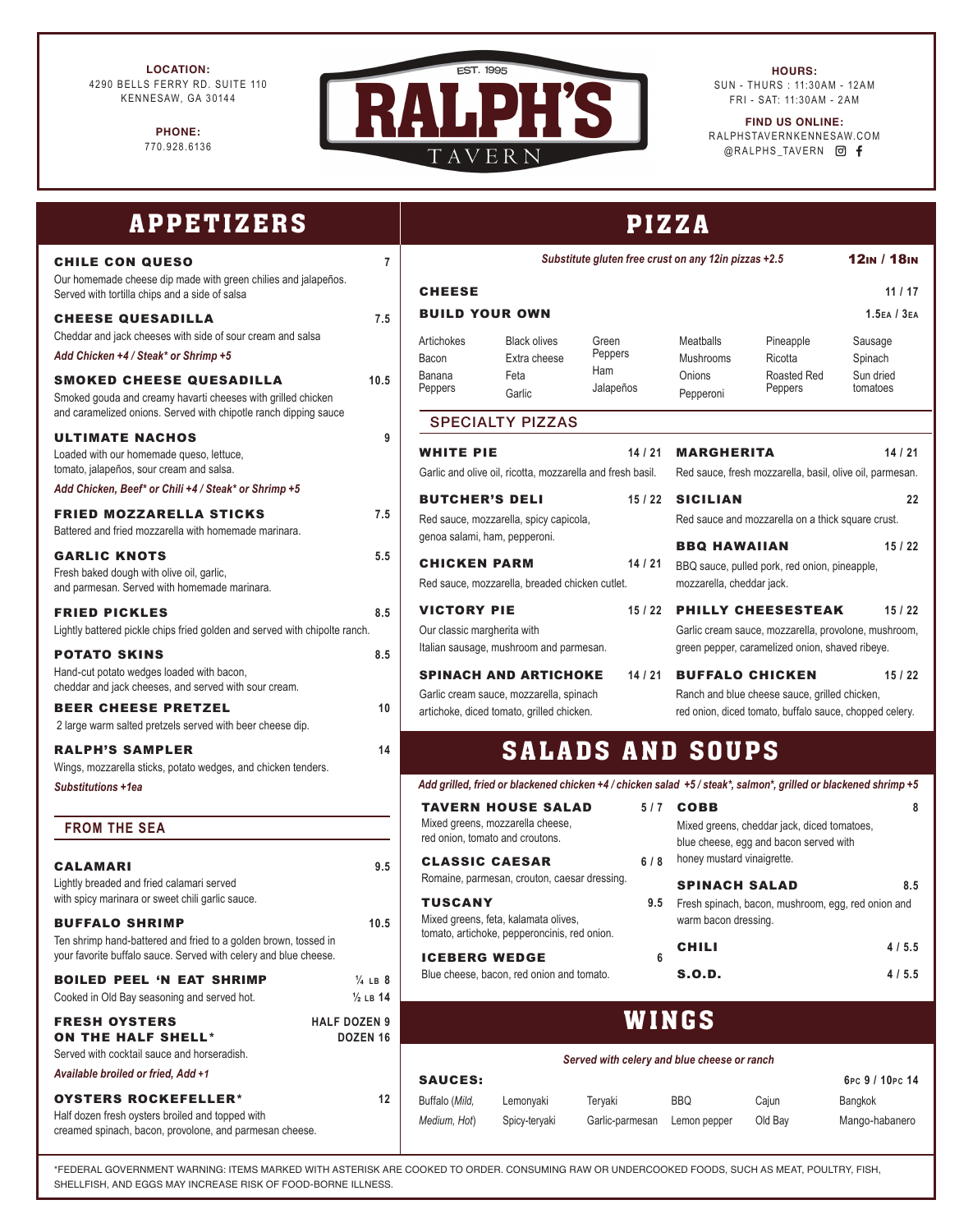**LOCATION:**
4290 BELLS FERRY RD. SUITE 110
KENNESAW, GA 30144

**PHONE:**
770.928.6136

# RALPH'S TAVERN

EST. 1995

**HOURS:**
SUN - THURS : 11:30AM - 12AM
FRI - SAT: 11:30AM - 2AM

**FIND US ONLINE:**
RALPHSTAVERNKENNESAW.COM
@RALPHS_TAVERN

## APPETIZERS

**CHILE CON QUESO** — 7
Our homemade cheese dip made with green chilies and jalapeños. Served with tortilla chips and a side of salsa

**CHEESE QUESADILLA** — 7.5
Cheddar and jack cheeses with side of sour cream and salsa
*Add Chicken +4 / Steak* or Shrimp +5*

**SMOKED CHEESE QUESADILLA** — 10.5
Smoked gouda and creamy havarti cheeses with grilled chicken and caramelized onions. Served with chipotle ranch dipping sauce

**ULTIMATE NACHOS** — 9
Loaded with our homemade queso, lettuce, tomato, jalapeños, sour cream and salsa.
*Add Chicken, Beef* or Chili +4 / Steak* or Shrimp +5*

**FRIED MOZZARELLA STICKS** — 7.5
Battered and fried mozzarella with homemade marinara.

**GARLIC KNOTS** — 5.5
Fresh baked dough with olive oil, garlic, and parmesan. Served with homemade marinara.

**FRIED PICKLES** — 8.5
Lightly battered pickle chips fried golden and served with chipolte ranch.

**POTATO SKINS** — 8.5
Hand-cut potato wedges loaded with bacon, cheddar and jack cheeses, and served with sour cream.

**BEER CHEESE PRETZEL** — 10
2 large warm salted pretzels served with beer cheese dip.

**RALPH'S SAMPLER** — 14
Wings, mozzarella sticks, potato wedges, and chicken tenders.
*Substitutions +1ea*

### FROM THE SEA

**CALAMARI** — 9.5
Lightly breaded and fried calamari served with spicy marinara or sweet chili garlic sauce.

**BUFFALO SHRIMP** — 10.5
Ten shrimp hand-battered and fried to a golden brown, tossed in your favorite buffalo sauce. Served with celery and blue cheese.

**BOILED PEEL 'N EAT SHRIMP** — ¼ LB 8 / ½ LB 14
Cooked in Old Bay seasoning and served hot.

**FRESH OYSTERS ON THE HALF SHELL*** — HALF DOZEN 9 / DOZEN 16
Served with cocktail sauce and horseradish.
*Available broiled or fried, Add +1*

**OYSTERS ROCKEFELLER*** — 12
Half dozen fresh oysters broiled and topped with creamed spinach, bacon, provolone, and parmesan cheese.

## PIZZA

*Substitute gluten free crust on any 12in pizzas +2.5* — **12IN / 18IN**

**CHEESE** — 11 / 17

**BUILD YOUR OWN** — 1.5EA / 3EA

Artichokes, Bacon, Banana Peppers, Black olives, Extra cheese, Feta, Garlic, Green Peppers, Ham, Jalapeños, Meatballs, Mushrooms, Onions, Pepperoni, Pineapple, Ricotta, Roasted Red Peppers, Sausage, Spinach, Sun dried tomatoes

### SPECIALTY PIZZAS

**WHITE PIE** — 14 / 21
Garlic and olive oil, ricotta, mozzarella and fresh basil.

**BUTCHER'S DELI** — 15 / 22
Red sauce, mozzarella, spicy capicola, genoa salami, ham, pepperoni.

**CHICKEN PARM** — 14 / 21
Red sauce, mozzarella, breaded chicken cutlet.

**VICTORY PIE** — 15 / 22
Our classic margherita with Italian sausage, mushroom and parmesan.

**SPINACH AND ARTICHOKE** — 14 / 21
Garlic cream sauce, mozzarella, spinach artichoke, diced tomato, grilled chicken.

**MARGHERITA** — 14 / 21
Red sauce, fresh mozzarella, basil, olive oil, parmesan.

**SICILIAN** — 22
Red sauce and mozzarella on a thick square crust.

**BBQ HAWAIIAN** — 15 / 22
BBQ sauce, pulled pork, red onion, pineapple, mozzarella, cheddar jack.

**PHILLY CHEESESTEAK** — 15 / 22
Garlic cream sauce, mozzarella, provolone, mushroom, green pepper, caramelized onion, shaved ribeye.

**BUFFALO CHICKEN** — 15 / 22
Ranch and blue cheese sauce, grilled chicken, red onion, diced tomato, buffalo sauce, chopped celery.

## SALADS AND SOUPS

*Add grilled, fried or blackened chicken +4 / chicken salad +5 / steak*, salmon*, grilled or blackened shrimp +5*

**TAVERN HOUSE SALAD** — 5 / 7
Mixed greens, mozzarella cheese, red onion, tomato and croutons.

**CLASSIC CAESAR** — 6 / 8
Romaine, parmesan, crouton, caesar dressing.

**TUSCANY** — 9.5
Mixed greens, feta, kalamata olives, tomato, artichoke, pepperoncinis, red onion.

**ICEBERG WEDGE** — 6
Blue cheese, bacon, red onion and tomato.

**COBB** — 8
Mixed greens, cheddar jack, diced tomatoes, blue cheese, egg and bacon served with honey mustard vinaigrette.

**SPINACH SALAD** — 8.5
Fresh spinach, bacon, mushroom, egg, red onion and warm bacon dressing.

**CHILI** — 4 / 5.5

**S.O.D.** — 4 / 5.5

## WINGS

*Served with celery and blue cheese or ranch*

**SAUCES:** — 6PC 9 / 10PC 14

Buffalo (*Mild, Medium, Hot*), Lemonyaki, Spicy-teryaki, Teryaki, Garlic-parmesan, BBQ, Lemon pepper, Cajun, Old Bay, Bangkok, Mango-habanero

*FEDERAL GOVERNMENT WARNING: ITEMS MARKED WITH ASTERISK ARE COOKED TO ORDER. CONSUMING RAW OR UNDERCOOKED FOODS, SUCH AS MEAT, POULTRY, FISH, SHELLFISH, AND EGGS MAY INCREASE RISK OF FOOD-BORNE ILLNESS.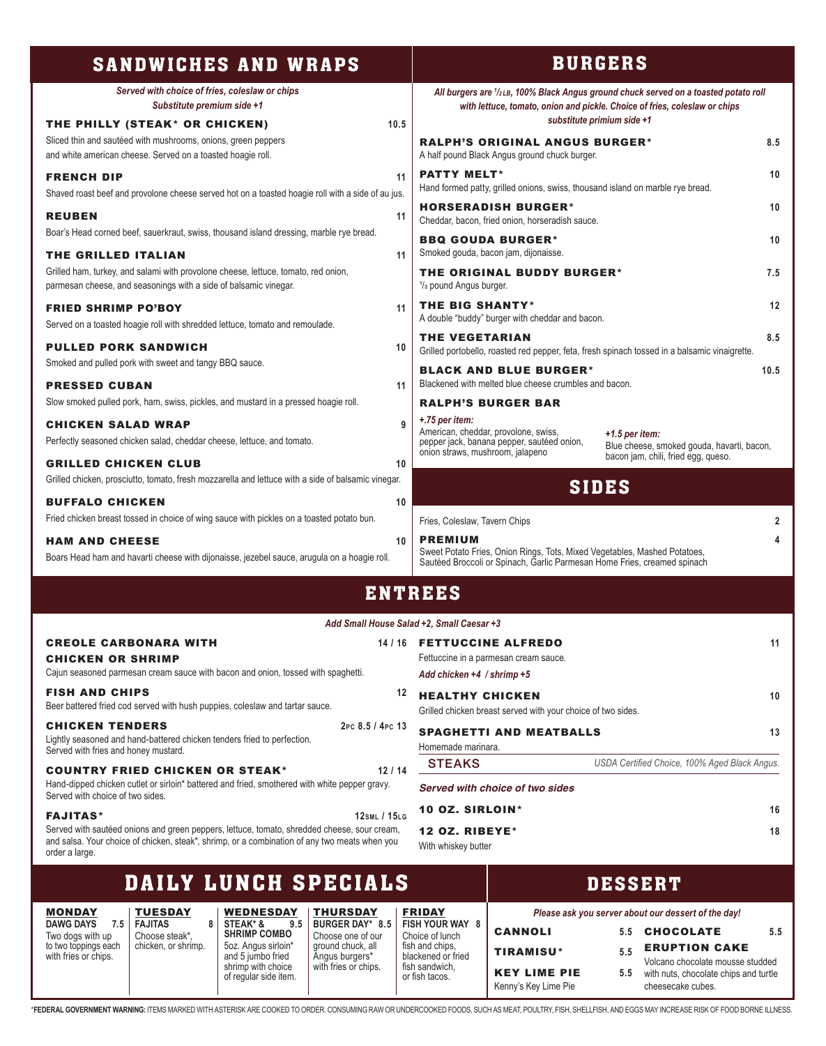## SANDWICHES AND WRAPS

*Served with choice of fries, coleslaw or chips*
*Substitute premium side +1*

**THE PHILLY (STEAK* OR CHICKEN)** 10.5
Sliced thin and sautéed with mushrooms, onions, green peppers and white american cheese. Served on a toasted hoagie roll.

**FRENCH DIP** 11
Shaved roast beef and provolone cheese served hot on a toasted hoagie roll with a side of au jus.

**REUBEN** 11
Boar's Head corned beef, sauerkraut, swiss, thousand island dressing, marble rye bread.

**THE GRILLED ITALIAN** 11
Grilled ham, turkey, and salami with provolone cheese, lettuce, tomato, red onion, parmesan cheese, and seasonings with a side of balsamic vinegar.

**FRIED SHRIMP PO'BOY** 11
Served on a toasted hoagie roll with shredded lettuce, tomato and remoulade.

**PULLED PORK SANDWICH** 10
Smoked and pulled pork with sweet and tangy BBQ sauce.

**PRESSED CUBAN** 11
Slow smoked pulled pork, ham, swiss, pickles, and mustard in a pressed hoagie roll.

**CHICKEN SALAD WRAP** 9
Perfectly seasoned chicken salad, cheddar cheese, lettuce, and tomato.

**GRILLED CHICKEN CLUB** 10
Grilled chicken, prosciutto, tomato, fresh mozzarella and lettuce with a side of balsamic vinegar.

**BUFFALO CHICKEN** 10
Fried chicken breast tossed in choice of wing sauce with pickles on a toasted potato bun.

**HAM AND CHEESE** 10
Boars Head ham and havarti cheese with dijonaisse, jezebel sauce, arugula on a hoagie roll.

## BURGERS

*All burgers are 1/2LB, 100% Black Angus ground chuck served on a toasted potato roll with lettuce, tomato, onion and pickle. Choice of fries, coleslaw or chips substitute primium side +1*

**RALPH'S ORIGINAL ANGUS BURGER*** 8.5
A half pound Black Angus ground chuck burger.

**PATTY MELT*** 10
Hand formed patty, grilled onions, swiss, thousand island on marble rye bread.

**HORSERADISH BURGER*** 10
Cheddar, bacon, fried onion, horseradish sauce.

**BBQ GOUDA BURGER*** 10
Smoked gouda, bacon jam, dijonaisse.

**THE ORIGINAL BUDDY BURGER*** 7.5
1/3 pound Angus burger.

**THE BIG SHANTY*** 12
A double "buddy" burger with cheddar and bacon.

**THE VEGETARIAN** 8.5
Grilled portobello, roasted red pepper, feta, fresh spinach tossed in a balsamic vinaigrette.

**BLACK AND BLUE BURGER*** 10.5
Blackened with melted blue cheese crumbles and bacon.

**RALPH'S BURGER BAR**

*+.75 per item:*
American, cheddar, provolone, swiss, pepper jack, banana pepper, sautéed onion, onion straws, mushroom, jalapeno

*+1.5 per item:*
Blue cheese, smoked gouda, havarti, bacon, bacon jam, chili, fried egg, queso.

## SIDES

Fries, Coleslaw, Tavern Chips 2

**PREMIUM** 4
Sweet Potato Fries, Onion Rings, Tots, Mixed Vegetables, Mashed Potatoes, Sautéed Broccoli or Spinach, Garlic Parmesan Home Fries, creamed spinach

## ENTREES

*Add Small House Salad +2, Small Caesar +3*

**CREOLE CARBONARA WITH CHICKEN OR SHRIMP** 14 / 16
Cajun seasoned parmesan cream sauce with bacon and onion, tossed with spaghetti.

**FISH AND CHIPS** 12
Beer battered fried cod served with hush puppies, coleslaw and tartar sauce.

**CHICKEN TENDERS** 2PC 8.5 / 4PC 13
Lightly seasoned and hand-battered chicken tenders fried to perfection. Served with fries and honey mustard.

**COUNTRY FRIED CHICKEN OR STEAK*** 12 / 14
Hand-dipped chicken cutlet or sirloin* battered and fried, smothered with white pepper gravy. Served with choice of two sides.

**FAJITAS*** 12SML / 15LG
Served with sautéed onions and green peppers, lettuce, tomato, shredded cheese, sour cream, and salsa. Your choice of chicken, steak*, shrimp, or a combination of any two meats when you order a large.

**FETTUCCINE ALFREDO** 11
Fettuccine in a parmesan cream sauce.
*Add chicken +4 / shrimp +5*

**HEALTHY CHICKEN** 10
Grilled chicken breast served with your choice of two sides.

**SPAGHETTI AND MEATBALLS** 13
Homemade marinara.

**STEAKS** *USDA Certified Choice, 100% Aged Black Angus.*

***Served with choice of two sides***

**10 OZ. SIRLOIN*** 16

**12 OZ. RIBEYE*** 18
With whiskey butter

## DAILY LUNCH SPECIALS

**MONDAY**
**DAWG DAYS** 7.5
Two dogs with up to two toppings each with fries or chips.

**TUESDAY**
**FAJITAS** 8
Choose steak*, chicken, or shrimp.

**WEDNESDAY**
**STEAK* & SHRIMP COMBO** 9.5
5oz. Angus sirloin* and 5 jumbo fried shrimp with choice of regular side item.

**THURSDAY**
**BURGER DAY*** 8.5
Choose one of our ground chuck, all Angus burgers* with fries or chips.

**FRIDAY**
**FISH YOUR WAY** 8
Choice of lunch fish and chips, blackened or fried fish sandwich, or fish tacos.

## DESSERT

*Please ask you server about our dessert of the day!*

**CANNOLI** 5.5

**TIRAMISU*** 5.5

**KEY LIME PIE** 5.5
Kenny's Key Lime Pie

**CHOCOLATE ERUPTION CAKE** 5.5
Volcano chocolate mousse studded with nuts, chocolate chips and turtle cheesecake cubes.

*FEDERAL GOVERNMENT WARNING: ITEMS MARKED WITH ASTERISK ARE COOKED TO ORDER. CONSUMING RAW OR UNDERCOOKED FOODS, SUCH AS MEAT, POULTRY, FISH, SHELLFISH, AND EGGS MAY INCREASE RISK OF FOOD BORNE ILLNESS.